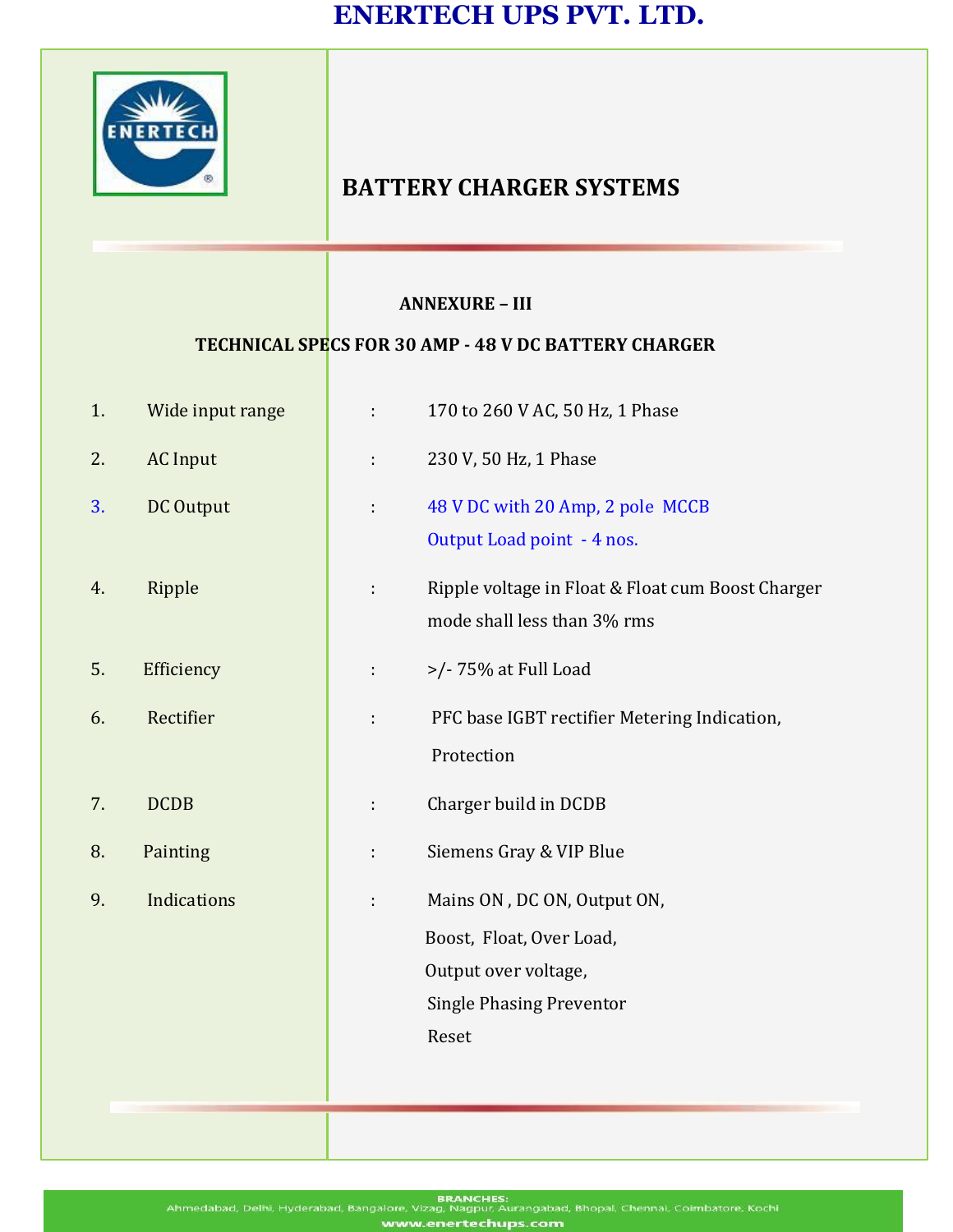# ENERTECH UPS PVT. LTD.

## BATTERY CHARGER SYSTEMS

### ANNEXURE – III

### TECHNICAL SPECS FOR 30 AMP - 48 V DC BATTERY CHARGER

| No. | Parameter | | Specification |
|---|---|---|---|
| 1. | Wide input range | : | 170 to 260 V AC, 50 Hz, 1 Phase |
| 2. | AC Input | : | 230 V, 50 Hz, 1 Phase |
| 3. | DC Output | : | 48 V DC with 20 Amp, 2 pole MCCB<br>Output Load point - 4 nos. |
| 4. | Ripple | : | Ripple voltage in Float & Float cum Boost Charger mode shall less than 3% rms |
| 5. | Efficiency | : | >/- 75% at Full Load |
| 6. | Rectifier | : | PFC base IGBT rectifier Metering Indication, Protection |
| 7. | DCDB | : | Charger build in DCDB |
| 8. | Painting | : | Siemens Gray & VIP Blue |
| 9. | Indications | : | Mains ON , DC ON, Output ON,<br>Boost, Float, Over Load,<br>Output over voltage,<br>Single Phasing Preventor<br>Reset |

BRANCHES:
Ahmedabad, Delhi, Hyderabad, Bangalore, Vizag, Nagpur, Aurangabad, Bhopal, Chennai, Coimbatore, Kochi

www.enertechups.com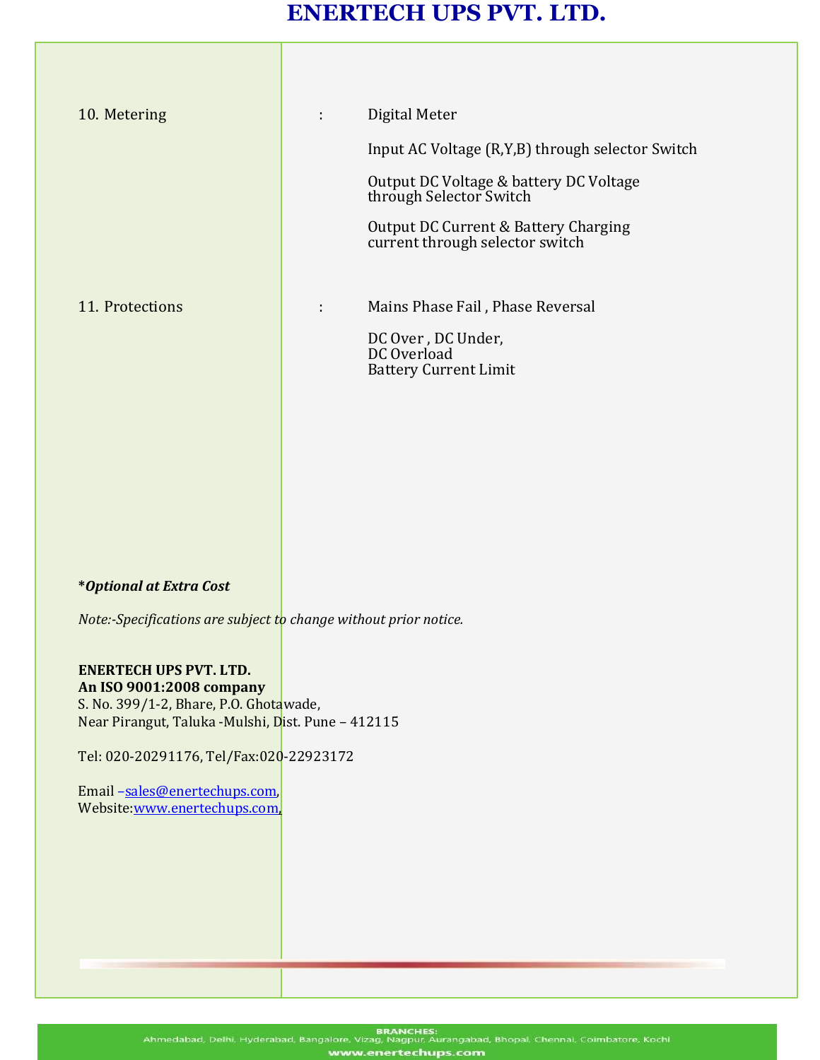| | | |
|---|---|---|
| 10. Metering | : | Digital Meter<br><br>Input AC Voltage (R,Y,B) through selector Switch<br><br>Output DC Voltage & battery DC Voltage through Selector Switch<br><br>Output DC Current & Battery Charging current through selector switch |
| 11. Protections | : | Mains Phase Fail , Phase Reversal<br><br>DC Over , DC Under,<br>DC Overload<br>Battery Current Limit |

***Optional at Extra Cost***

*Note:-Specifications are subject to change without prior notice.*

**ENERTECH UPS PVT. LTD.**
**An ISO 9001:2008 company**
S. No. 399/1-2, Bhare, P.O. Ghotawade,
Near Pirangut, Taluka -Mulshi, Dist. Pune – 412115

Tel: 020-20291176, Tel/Fax:020-22923172

Email –sales@enertechups.com,
Website:www.enertechups.com,

BRANCHES:
Ahmedabad, Delhi, Hyderabad, Bangalore, Vizag, Nagpur, Aurangabad, Bhopal, Chennai, Coimbatore, Kochi
www.enertechups.com